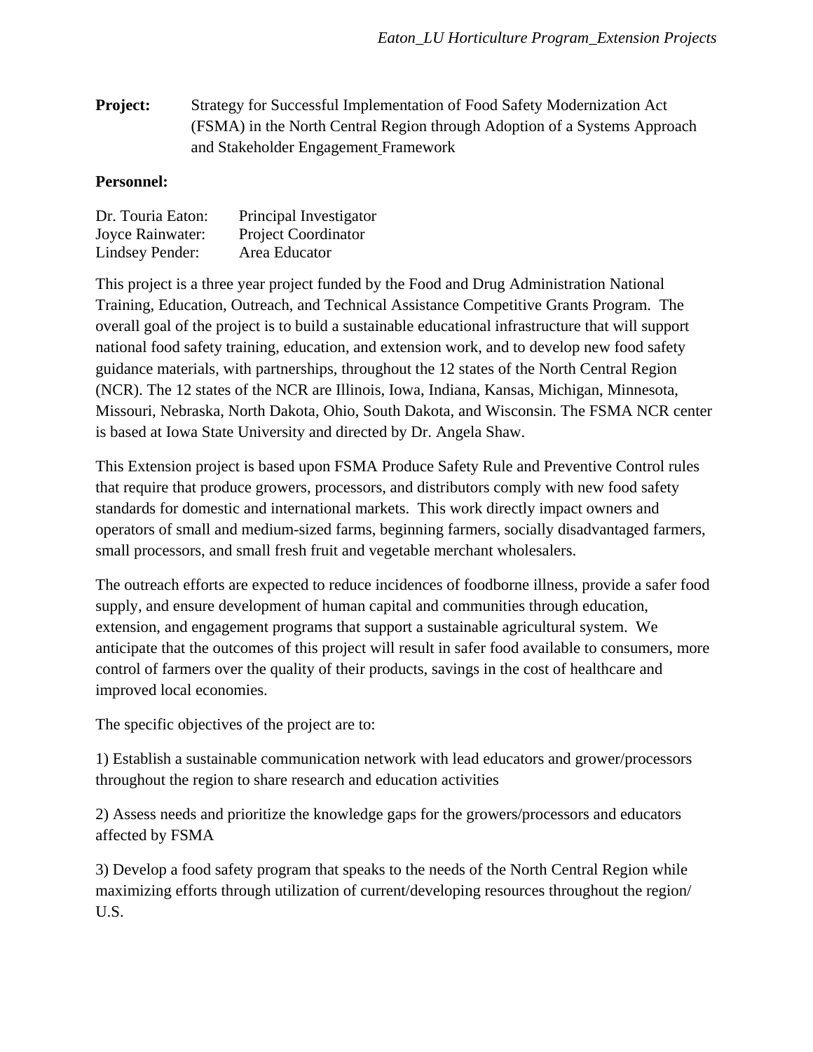**Project:** Strategy for Successful Implementation of Food Safety Modernization Act (FSMA) in the North Central Region through Adoption of a Systems Approach and Stakeholder Engagement Framework

**Personnel:**

Dr. Touria Eaton: Principal Investigator
Joyce Rainwater: Project Coordinator
Lindsey Pender: Area Educator

This project is a three year project funded by the Food and Drug Administration National Training, Education, Outreach, and Technical Assistance Competitive Grants Program. The overall goal of the project is to build a sustainable educational infrastructure that will support national food safety training, education, and extension work, and to develop new food safety guidance materials, with partnerships, throughout the 12 states of the North Central Region (NCR). The 12 states of the NCR are Illinois, Iowa, Indiana, Kansas, Michigan, Minnesota, Missouri, Nebraska, North Dakota, Ohio, South Dakota, and Wisconsin. The FSMA NCR center is based at Iowa State University and directed by Dr. Angela Shaw.

This Extension project is based upon FSMA Produce Safety Rule and Preventive Control rules that require that produce growers, processors, and distributors comply with new food safety standards for domestic and international markets. This work directly impact owners and operators of small and medium-sized farms, beginning farmers, socially disadvantaged farmers, small processors, and small fresh fruit and vegetable merchant wholesalers.

The outreach efforts are expected to reduce incidences of foodborne illness, provide a safer food supply, and ensure development of human capital and communities through education, extension, and engagement programs that support a sustainable agricultural system. We anticipate that the outcomes of this project will result in safer food available to consumers, more control of farmers over the quality of their products, savings in the cost of healthcare and improved local economies.

The specific objectives of the project are to:

1) Establish a sustainable communication network with lead educators and grower/processors throughout the region to share research and education activities

2) Assess needs and prioritize the knowledge gaps for the growers/processors and educators affected by FSMA

3) Develop a food safety program that speaks to the needs of the North Central Region while maximizing efforts through utilization of current/developing resources throughout the region/ U.S.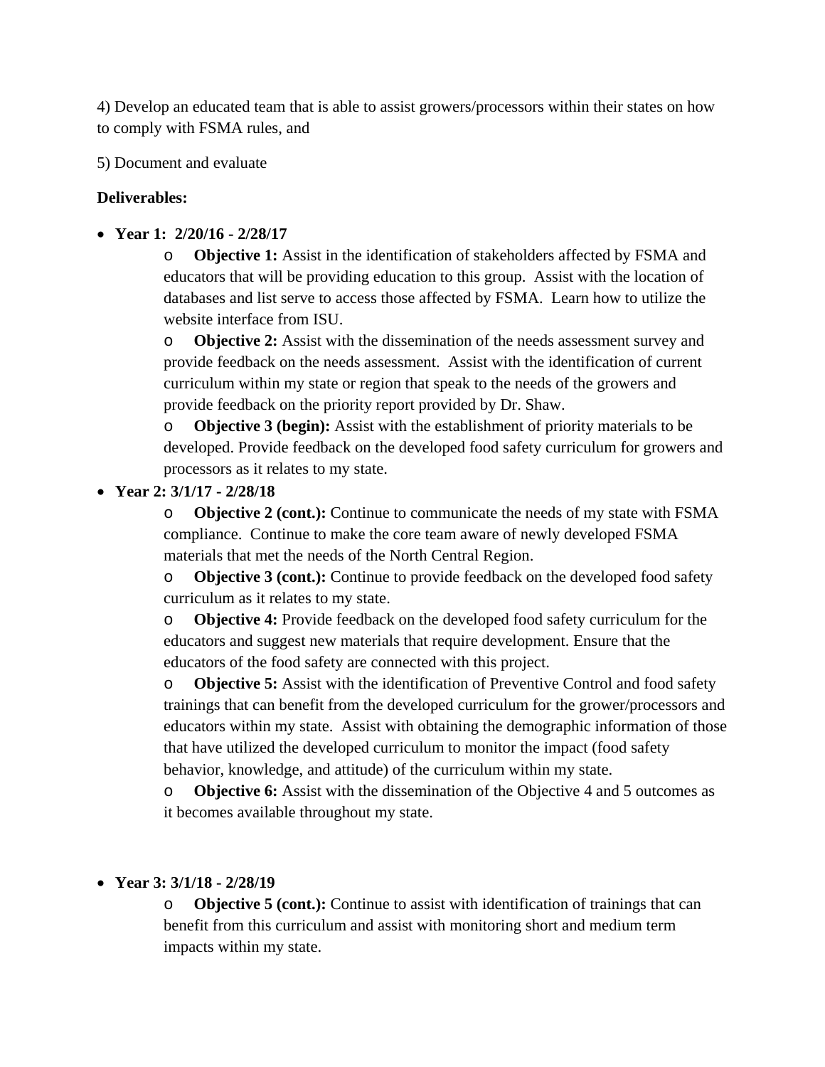4) Develop an educated team that is able to assist growers/processors within their states on how to comply with FSMA rules, and

5) Document and evaluate

**Deliverables:**

- **Year 1: 2/20/16 - 2/28/17**
    - **Objective 1:** Assist in the identification of stakeholders affected by FSMA and educators that will be providing education to this group. Assist with the location of databases and list serve to access those affected by FSMA. Learn how to utilize the website interface from ISU.
    - **Objective 2:** Assist with the dissemination of the needs assessment survey and provide feedback on the needs assessment. Assist with the identification of current curriculum within my state or region that speak to the needs of the growers and provide feedback on the priority report provided by Dr. Shaw.
    - **Objective 3 (begin):** Assist with the establishment of priority materials to be developed. Provide feedback on the developed food safety curriculum for growers and processors as it relates to my state.
- **Year 2: 3/1/17 - 2/28/18**
    - **Objective 2 (cont.):** Continue to communicate the needs of my state with FSMA compliance. Continue to make the core team aware of newly developed FSMA materials that met the needs of the North Central Region.
    - **Objective 3 (cont.):** Continue to provide feedback on the developed food safety curriculum as it relates to my state.
    - **Objective 4:** Provide feedback on the developed food safety curriculum for the educators and suggest new materials that require development. Ensure that the educators of the food safety are connected with this project.
    - **Objective 5:** Assist with the identification of Preventive Control and food safety trainings that can benefit from the developed curriculum for the grower/processors and educators within my state. Assist with obtaining the demographic information of those that have utilized the developed curriculum to monitor the impact (food safety behavior, knowledge, and attitude) of the curriculum within my state.
    - **Objective 6:** Assist with the dissemination of the Objective 4 and 5 outcomes as it becomes available throughout my state.
- **Year 3: 3/1/18 - 2/28/19**
    - **Objective 5 (cont.):** Continue to assist with identification of trainings that can benefit from this curriculum and assist with monitoring short and medium term impacts within my state.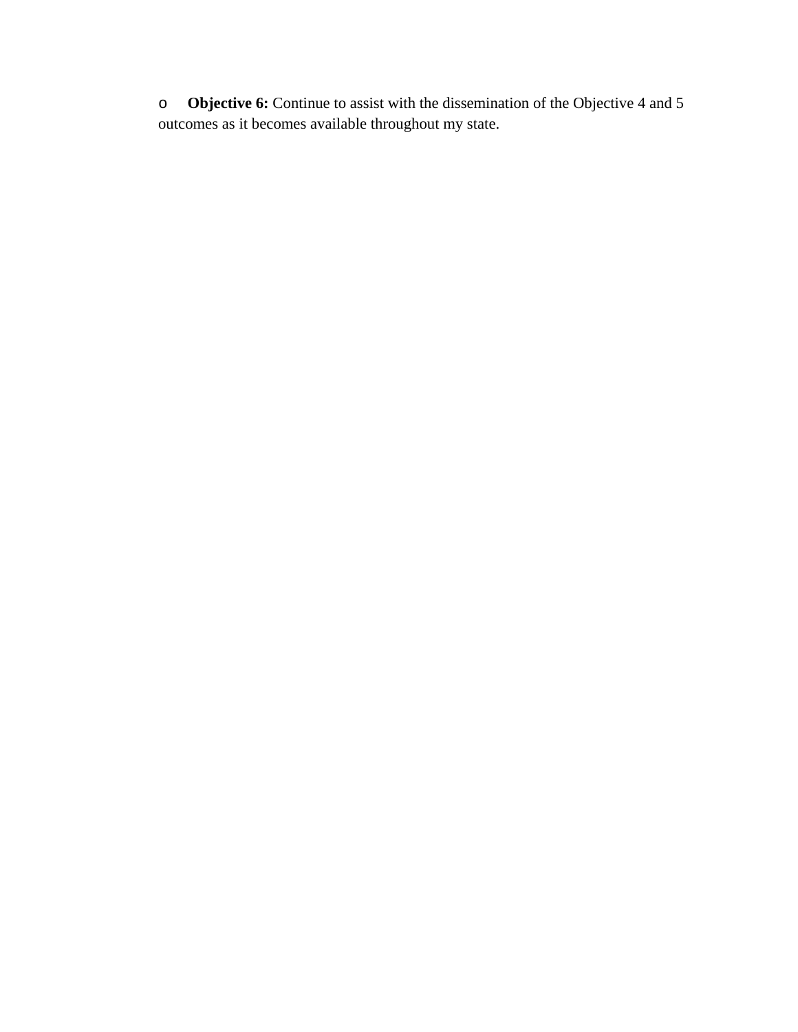- **Objective 6:** Continue to assist with the dissemination of the Objective 4 and 5 outcomes as it becomes available throughout my state.